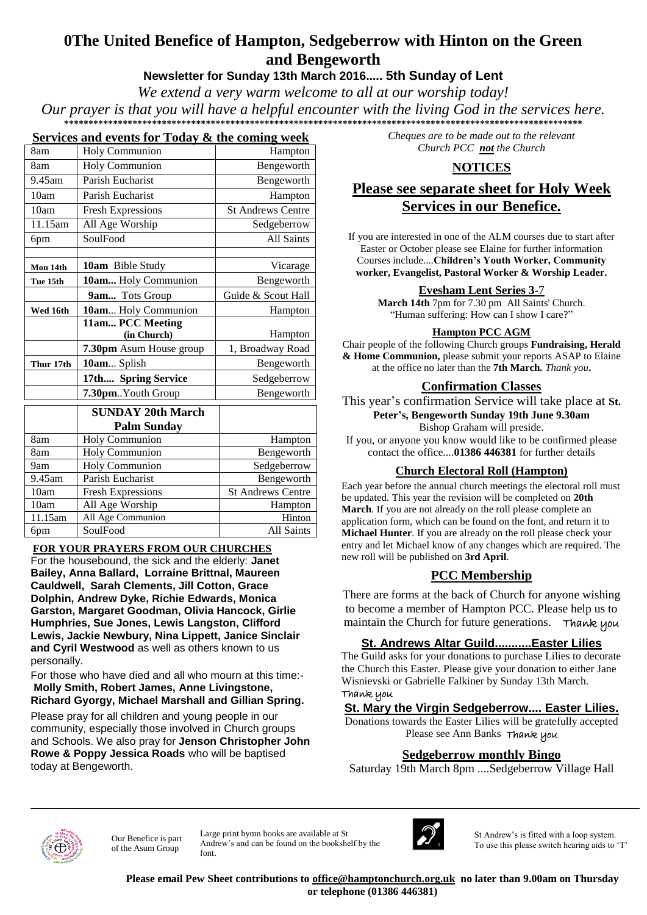# 0The United Benefice of Hampton, Sedgeberrow with Hinton on the Green and Bengeworth

**Newsletter for Sunday 13th March 2016..... 5th Sunday of Lent**

*We extend a very warm welcome to all at our worship today!*

*Our prayer is that you will have a helpful encounter with the living God in the services here.*

## Services and events for Today & the coming week

| | | |
|---|---|---|
| 8am | Holy Communion | Hampton |
| 8am | Holy Communion | Bengeworth |
| 9.45am | Parish Eucharist | Bengeworth |
| 10am | Parish Eucharist | Hampton |
| 10am | Fresh Expressions | St Andrews Centre |
| 11.15am | All Age Worship | Sedgeberrow |
| 6pm | SoulFood | All Saints |
| | | |
| **Mon 14th** | **10am** Bible Study | Vicarage |
| **Tue 15th** | **10am...** Holy Communion | Bengeworth |
| | **9am...** Tots Group | Guide & Scout Hall |
| **Wed 16th** | **10am**... Holy Communion | Hampton |
| | **11am... PCC Meeting (in Church)** | Hampton |
| | **7.30pm** Asum House group | 1, Broadway Road |
| **Thur 17th** | **10am**... Splish | Bengeworth |
| | **17th.... Spring Service** | Sedgeberrow |
| | **7.30pm**..Youth Group | Bengeworth |

| | **SUNDAY 20th March Palm Sunday** | |
|---|---|---|
| 8am | Holy Communion | Hampton |
| 8am | Holy Communion | Bengeworth |
| 9am | Holy Communion | Sedgeberrow |
| 9.45am | Parish Eucharist | Bengeworth |
| 10am | Fresh Expressions | St Andrews Centre |
| 10am | All Age Worship | Hampton |
| 11.15am | All Age Communion | Hinton |
| 6pm | SoulFood | All Saints |

### FOR YOUR PRAYERS FROM OUR CHURCHES

For the housebound, the sick and the elderly: **Janet Bailey, Anna Ballard, Lorraine Brittnal, Maureen Cauldwell, Sarah Clements, Jill Cotton, Grace Dolphin, Andrew Dyke, Richie Edwards, Monica Garston, Margaret Goodman, Olivia Hancock, Girlie Humphries, Sue Jones, Lewis Langston, Clifford Lewis, Jackie Newbury, Nina Lippett, Janice Sinclair and Cyril Westwood** as well as others known to us personally.

For those who have died and all who mourn at this time:- **Molly Smith, Robert James, Anne Livingstone, Richard Gyorgy, Michael Marshall and Gillian Spring.**

Please pray for all children and young people in our community, especially those involved in Church groups and Schools. We also pray for **Jenson Christopher John Rowe & Poppy Jessica Roads** who will be baptised today at Bengeworth.

*Cheques are to be made out to the relevant Church PCC **not** the Church*

## NOTICES

## Please see separate sheet for Holy Week Services in our Benefice.

If you are interested in one of the ALM courses due to start after Easter or October please see Elaine for further information Courses include....**Children's Youth Worker, Community worker, Evangelist, Pastoral Worker & Worship Leader.**

### Evesham Lent Series 3-7

**March 14th** 7pm for 7.30 pm All Saints' Church. "Human suffering: How can I show I care?"

### Hampton PCC AGM

Chair people of the following Church groups **Fundraising, Herald & Home Communion,** please submit your reports ASAP to Elaine at the office no later than the **7th March.** *Thank you***.**

### Confirmation Classes

This year's confirmation Service will take place at **St. Peter's, Bengeworth Sunday 19th June 9.30am** Bishop Graham will preside.

If you, or anyone you know would like to be confirmed please contact the office....**01386 446381** for further details

### Church Electoral Roll (Hampton)

Each year before the annual church meetings the electoral roll must be updated. This year the revision will be completed on **20th March**. If you are not already on the roll please complete an application form, which can be found on the font, and return it to **Michael Hunter**. If you are already on the roll please check your entry and let Michael know of any changes which are required. The new roll will be published on **3rd April**.

### PCC Membership

There are forms at the back of Church for anyone wishing to become a member of Hampton PCC. Please help us to maintain the Church for future generations. Thank you

### St. Andrews Altar Guild...........Easter Lilies

The Guild asks for your donations to purchase Lilies to decorate the Church this Easter. Please give your donation to either Jane Wisnievski or Gabrielle Falkiner by Sunday 13th March. Thank you

### St. Mary the Virgin Sedgeberrow.... Easter Lilies.

Donations towards the Easter Lilies will be gratefully accepted Please see Ann Banks Thank you

### Sedgeberrow monthly Bingo

Saturday 19th March 8pm ....Sedgeberrow Village Hall

Our Benefice is part of the Asum Group

Large print hymn books are available at St Andrew's and can be found on the bookshelf by the font.

St Andrew's is fitted with a loop system. To use this please switch hearing aids to 'T'

**Please email Pew Sheet contributions to office@hamptonchurch.org.uk no later than 9.00am on Thursday or telephone (01386 446381)**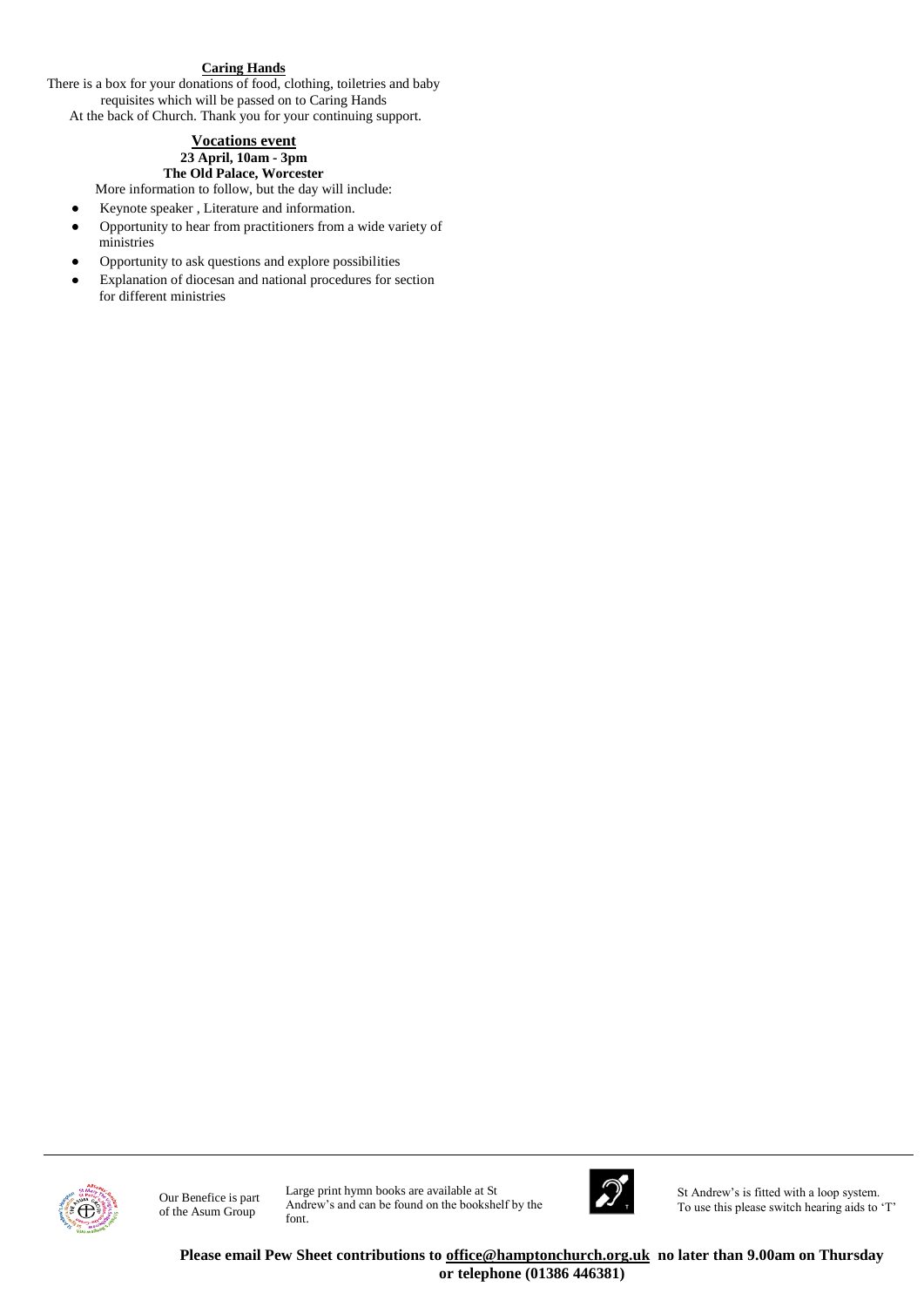**Caring Hands**

There is a box for your donations of food, clothing, toiletries and baby requisites which will be passed on to Caring Hands
At the back of Church. Thank you for your continuing support.

**Vocations event**

**23 April, 10am - 3pm**
**The Old Palace, Worcester**

More information to follow, but the day will include:

- Keynote speaker , Literature and information.
- Opportunity to hear from practitioners from a wide variety of ministries
- Opportunity to ask questions and explore possibilities
- Explanation of diocesan and national procedures for section for different ministries

---

Our Benefice is part of the Asum Group

Large print hymn books are available at St Andrew's and can be found on the bookshelf by the font.

St Andrew's is fitted with a loop system. To use this please switch hearing aids to 'T'

**Please email Pew Sheet contributions to office@hamptonchurch.org.uk no later than 9.00am on Thursday or telephone (01386 446381)**